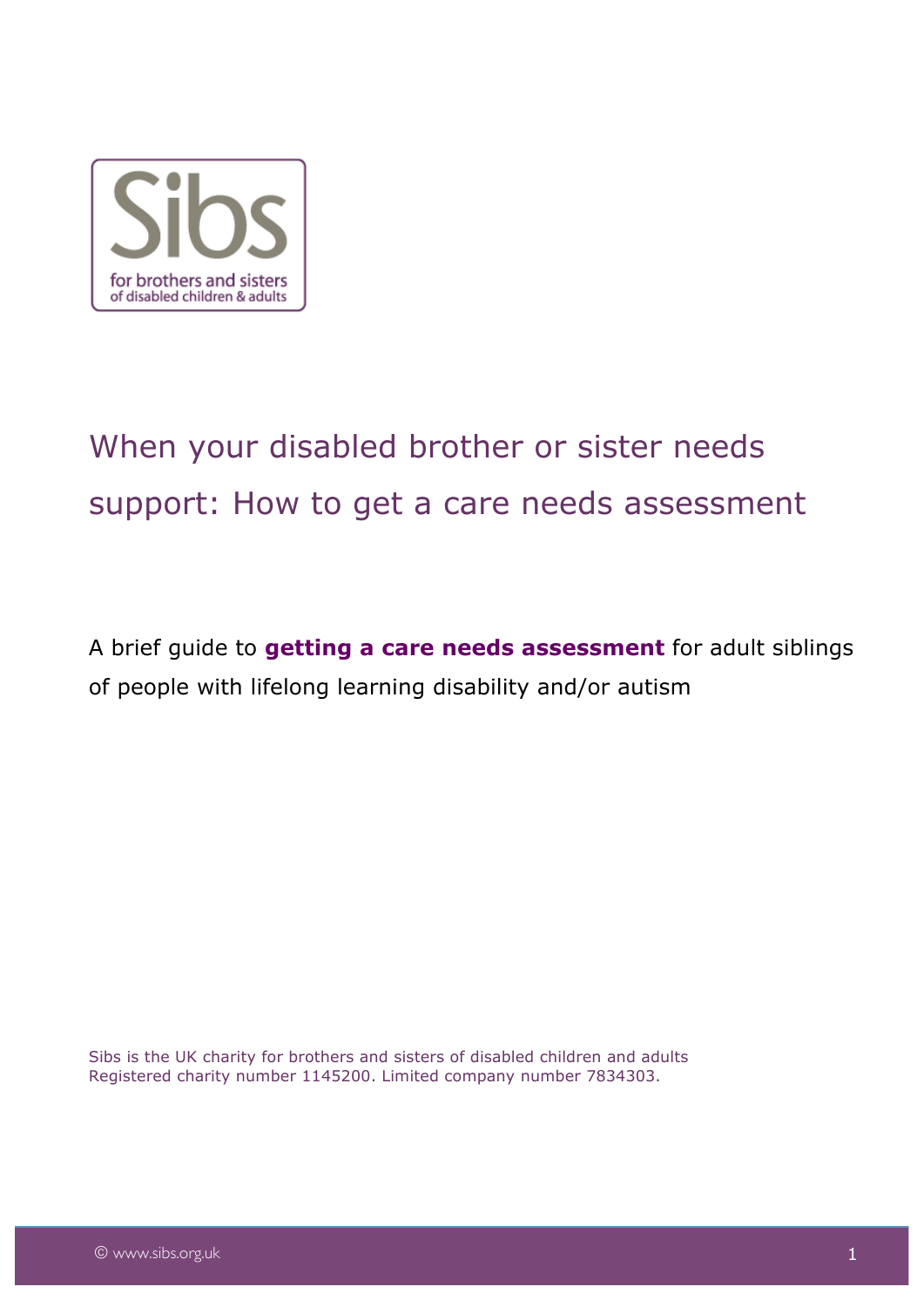Sibs

for brothers and sisters of disabled children & adults

# When your disabled brother or sister needs support: How to get a care needs assessment

A brief guide to **getting a care needs assessment** for adult siblings of people with lifelong learning disability and/or autism

Sibs is the UK charity for brothers and sisters of disabled children and adults
Registered charity number 1145200. Limited company number 7834303.

© www.sibs.org.uk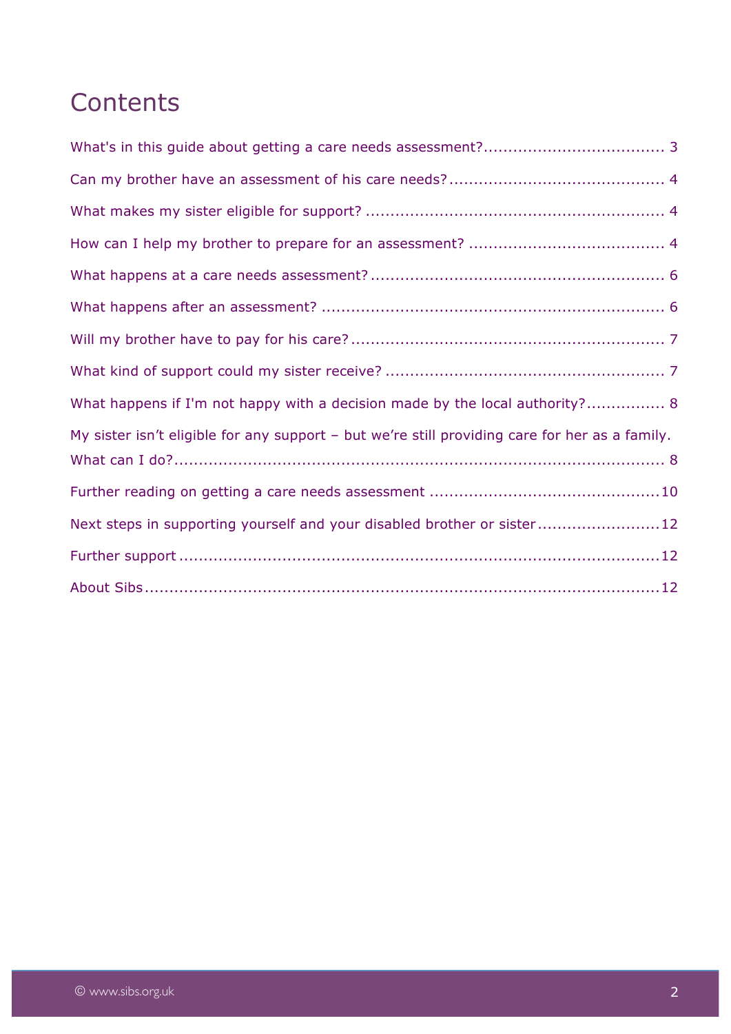# Contents

What's in this guide about getting a care needs assessment? .................................... 3

Can my brother have an assessment of his care needs? ........................................... 4

What makes my sister eligible for support? ............................................................ 4

How can I help my brother to prepare for an assessment? ....................................... 4

What happens at a care needs assessment? .......................................................... 6

What happens after an assessment? ..................................................................... 6

Will my brother have to pay for his care? ............................................................... 7

What kind of support could my sister receive? ........................................................ 7

What happens if I'm not happy with a decision made by the local authority? ................ 8

My sister isn't eligible for any support – but we're still providing care for her as a family. What can I do? ....................................................................................... 8

Further reading on getting a care needs assessment .............................................. 10

Next steps in supporting yourself and your disabled brother or sister ........................ 12

Further support ................................................................................................ 12

About Sibs ....................................................................................................... 12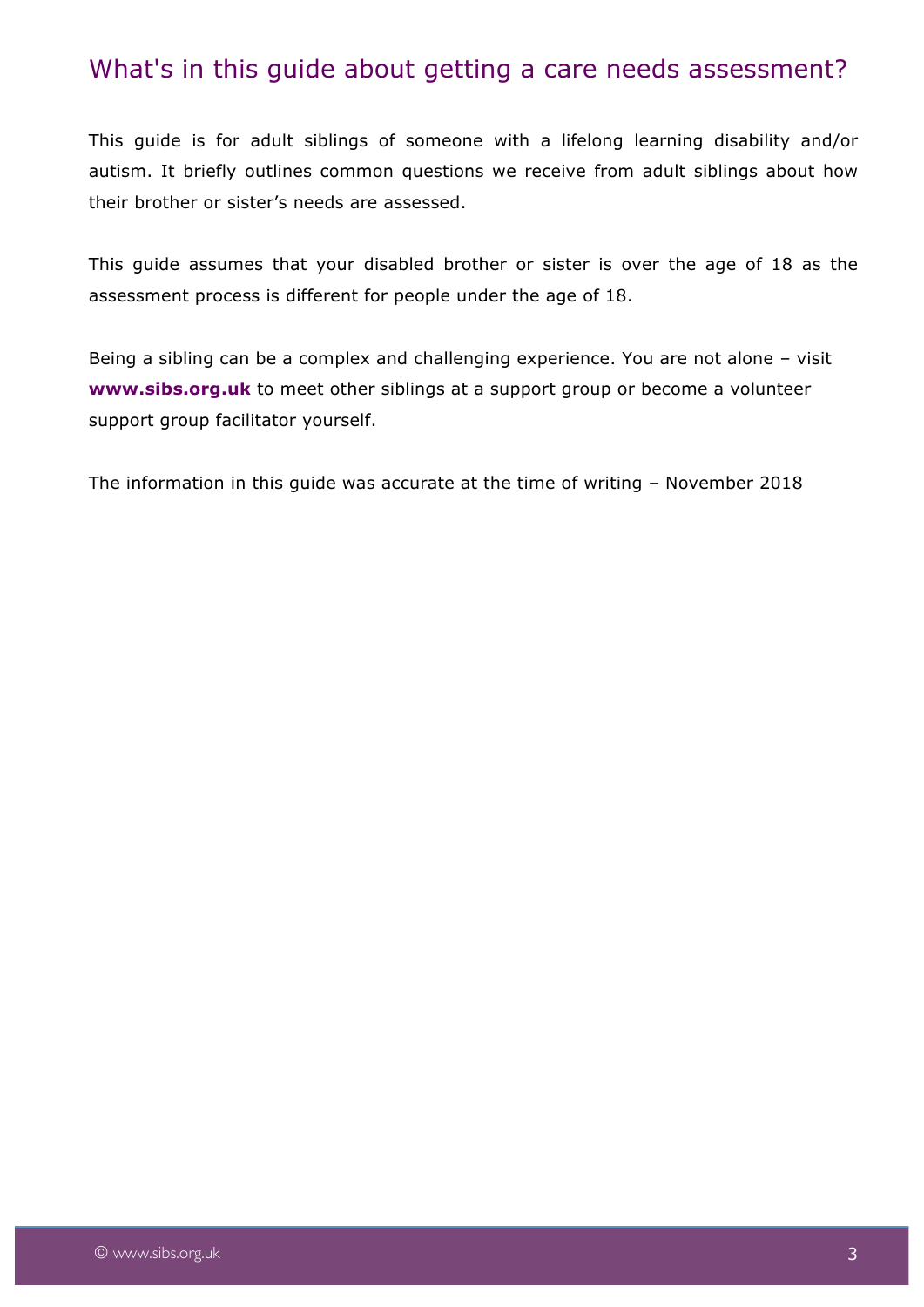## What's in this guide about getting a care needs assessment?

This guide is for adult siblings of someone with a lifelong learning disability and/or autism. It briefly outlines common questions we receive from adult siblings about how their brother or sister's needs are assessed.

This guide assumes that your disabled brother or sister is over the age of 18 as the assessment process is different for people under the age of 18.

Being a sibling can be a complex and challenging experience. You are not alone – visit **www.sibs.org.uk** to meet other siblings at a support group or become a volunteer support group facilitator yourself.

The information in this guide was accurate at the time of writing – November 2018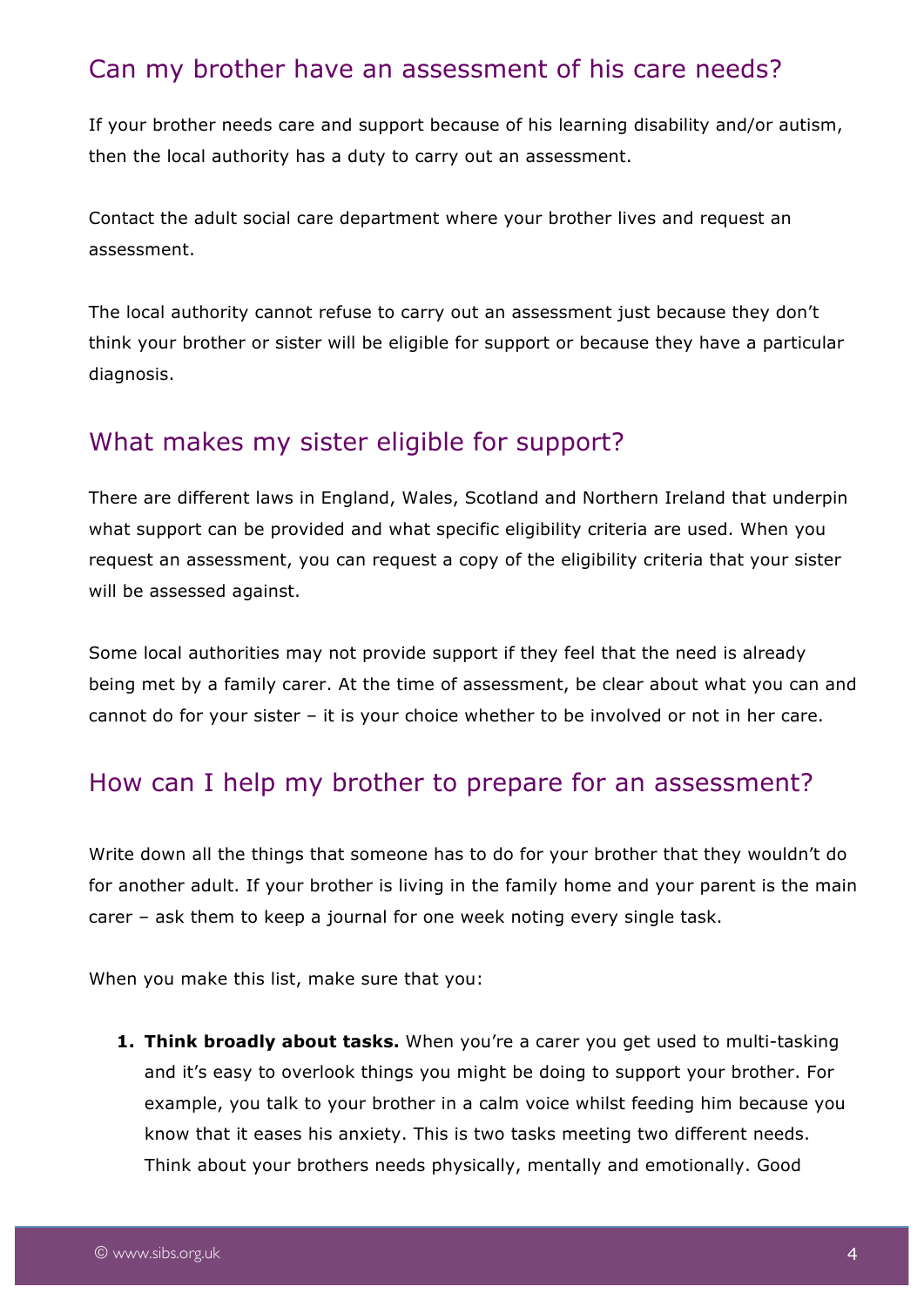## Can my brother have an assessment of his care needs?

If your brother needs care and support because of his learning disability and/or autism, then the local authority has a duty to carry out an assessment.

Contact the adult social care department where your brother lives and request an assessment.

The local authority cannot refuse to carry out an assessment just because they don't think your brother or sister will be eligible for support or because they have a particular diagnosis.

## What makes my sister eligible for support?

There are different laws in England, Wales, Scotland and Northern Ireland that underpin what support can be provided and what specific eligibility criteria are used. When you request an assessment, you can request a copy of the eligibility criteria that your sister will be assessed against.

Some local authorities may not provide support if they feel that the need is already being met by a family carer. At the time of assessment, be clear about what you can and cannot do for your sister – it is your choice whether to be involved or not in her care.

## How can I help my brother to prepare for an assessment?

Write down all the things that someone has to do for your brother that they wouldn't do for another adult. If your brother is living in the family home and your parent is the main carer – ask them to keep a journal for one week noting every single task.

When you make this list, make sure that you:

1. **Think broadly about tasks.** When you're a carer you get used to multi-tasking and it's easy to overlook things you might be doing to support your brother. For example, you talk to your brother in a calm voice whilst feeding him because you know that it eases his anxiety. This is two tasks meeting two different needs. Think about your brothers needs physically, mentally and emotionally. Good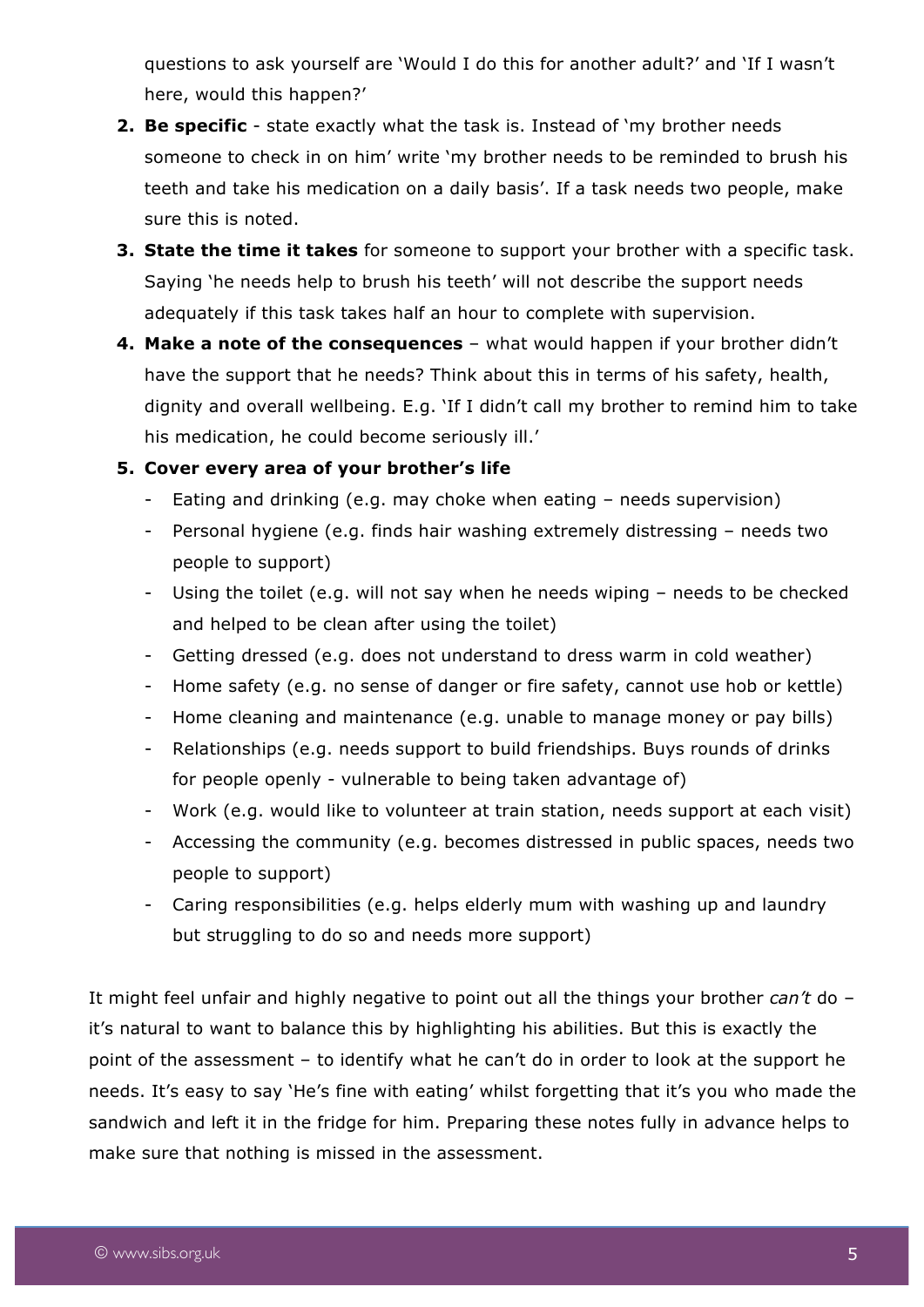questions to ask yourself are 'Would I do this for another adult?' and 'If I wasn't here, would this happen?'

2. **Be specific** - state exactly what the task is. Instead of 'my brother needs someone to check in on him' write 'my brother needs to be reminded to brush his teeth and take his medication on a daily basis'. If a task needs two people, make sure this is noted.
3. **State the time it takes** for someone to support your brother with a specific task. Saying 'he needs help to brush his teeth' will not describe the support needs adequately if this task takes half an hour to complete with supervision.
4. **Make a note of the consequences** – what would happen if your brother didn't have the support that he needs? Think about this in terms of his safety, health, dignity and overall wellbeing. E.g. 'If I didn't call my brother to remind him to take his medication, he could become seriously ill.'
5. **Cover every area of your brother's life**
   - Eating and drinking (e.g. may choke when eating – needs supervision)
   - Personal hygiene (e.g. finds hair washing extremely distressing – needs two people to support)
   - Using the toilet (e.g. will not say when he needs wiping – needs to be checked and helped to be clean after using the toilet)
   - Getting dressed (e.g. does not understand to dress warm in cold weather)
   - Home safety (e.g. no sense of danger or fire safety, cannot use hob or kettle)
   - Home cleaning and maintenance (e.g. unable to manage money or pay bills)
   - Relationships (e.g. needs support to build friendships. Buys rounds of drinks for people openly - vulnerable to being taken advantage of)
   - Work (e.g. would like to volunteer at train station, needs support at each visit)
   - Accessing the community (e.g. becomes distressed in public spaces, needs two people to support)
   - Caring responsibilities (e.g. helps elderly mum with washing up and laundry but struggling to do so and needs more support)

It might feel unfair and highly negative to point out all the things your brother *can't* do – it's natural to want to balance this by highlighting his abilities. But this is exactly the point of the assessment – to identify what he can't do in order to look at the support he needs. It's easy to say 'He's fine with eating' whilst forgetting that it's you who made the sandwich and left it in the fridge for him. Preparing these notes fully in advance helps to make sure that nothing is missed in the assessment.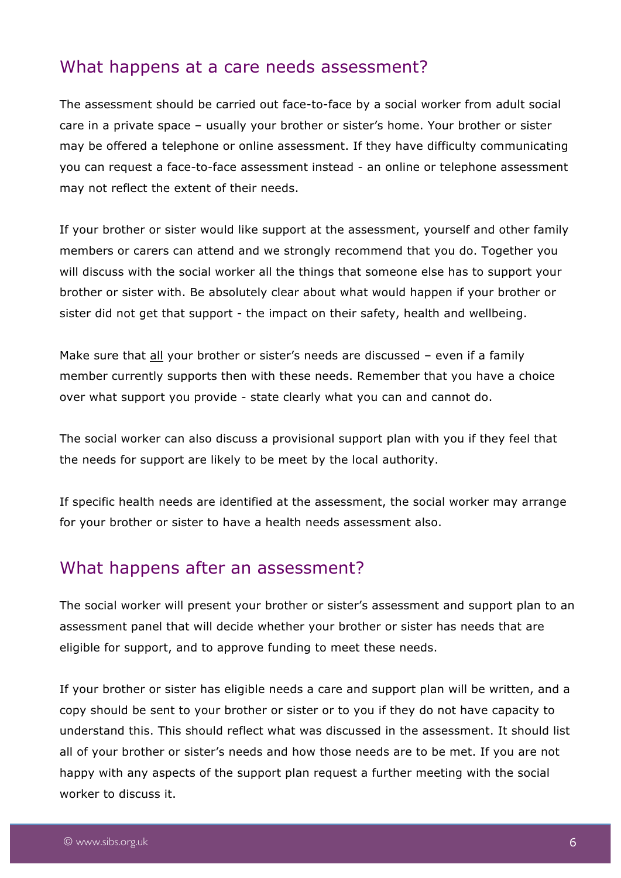## What happens at a care needs assessment?

The assessment should be carried out face-to-face by a social worker from adult social care in a private space – usually your brother or sister's home. Your brother or sister may be offered a telephone or online assessment. If they have difficulty communicating you can request a face-to-face assessment instead - an online or telephone assessment may not reflect the extent of their needs.

If your brother or sister would like support at the assessment, yourself and other family members or carers can attend and we strongly recommend that you do. Together you will discuss with the social worker all the things that someone else has to support your brother or sister with. Be absolutely clear about what would happen if your brother or sister did not get that support - the impact on their safety, health and wellbeing.

Make sure that <u>all</u> your brother or sister's needs are discussed – even if a family member currently supports then with these needs. Remember that you have a choice over what support you provide - state clearly what you can and cannot do.

The social worker can also discuss a provisional support plan with you if they feel that the needs for support are likely to be meet by the local authority.

If specific health needs are identified at the assessment, the social worker may arrange for your brother or sister to have a health needs assessment also.

## What happens after an assessment?

The social worker will present your brother or sister's assessment and support plan to an assessment panel that will decide whether your brother or sister has needs that are eligible for support, and to approve funding to meet these needs.

If your brother or sister has eligible needs a care and support plan will be written, and a copy should be sent to your brother or sister or to you if they do not have capacity to understand this. This should reflect what was discussed in the assessment. It should list all of your brother or sister's needs and how those needs are to be met. If you are not happy with any aspects of the support plan request a further meeting with the social worker to discuss it.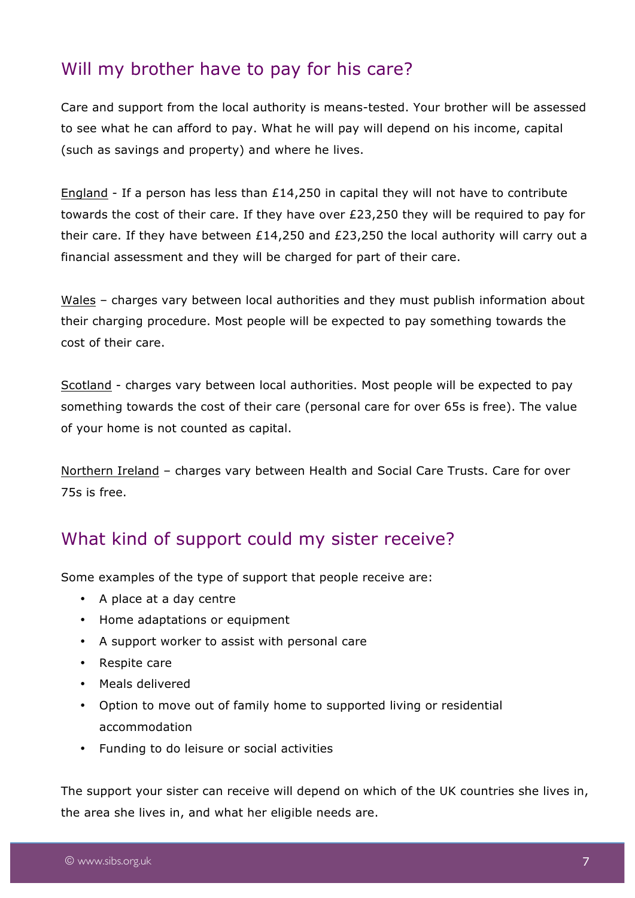## Will my brother have to pay for his care?

Care and support from the local authority is means-tested. Your brother will be assessed to see what he can afford to pay. What he will pay will depend on his income, capital (such as savings and property) and where he lives.

England - If a person has less than £14,250 in capital they will not have to contribute towards the cost of their care. If they have over £23,250 they will be required to pay for their care. If they have between £14,250 and £23,250 the local authority will carry out a financial assessment and they will be charged for part of their care.

Wales – charges vary between local authorities and they must publish information about their charging procedure. Most people will be expected to pay something towards the cost of their care.

Scotland - charges vary between local authorities. Most people will be expected to pay something towards the cost of their care (personal care for over 65s is free). The value of your home is not counted as capital.

Northern Ireland – charges vary between Health and Social Care Trusts. Care for over 75s is free.

## What kind of support could my sister receive?

Some examples of the type of support that people receive are:

- A place at a day centre
- Home adaptations or equipment
- A support worker to assist with personal care
- Respite care
- Meals delivered
- Option to move out of family home to supported living or residential accommodation
- Funding to do leisure or social activities

The support your sister can receive will depend on which of the UK countries she lives in, the area she lives in, and what her eligible needs are.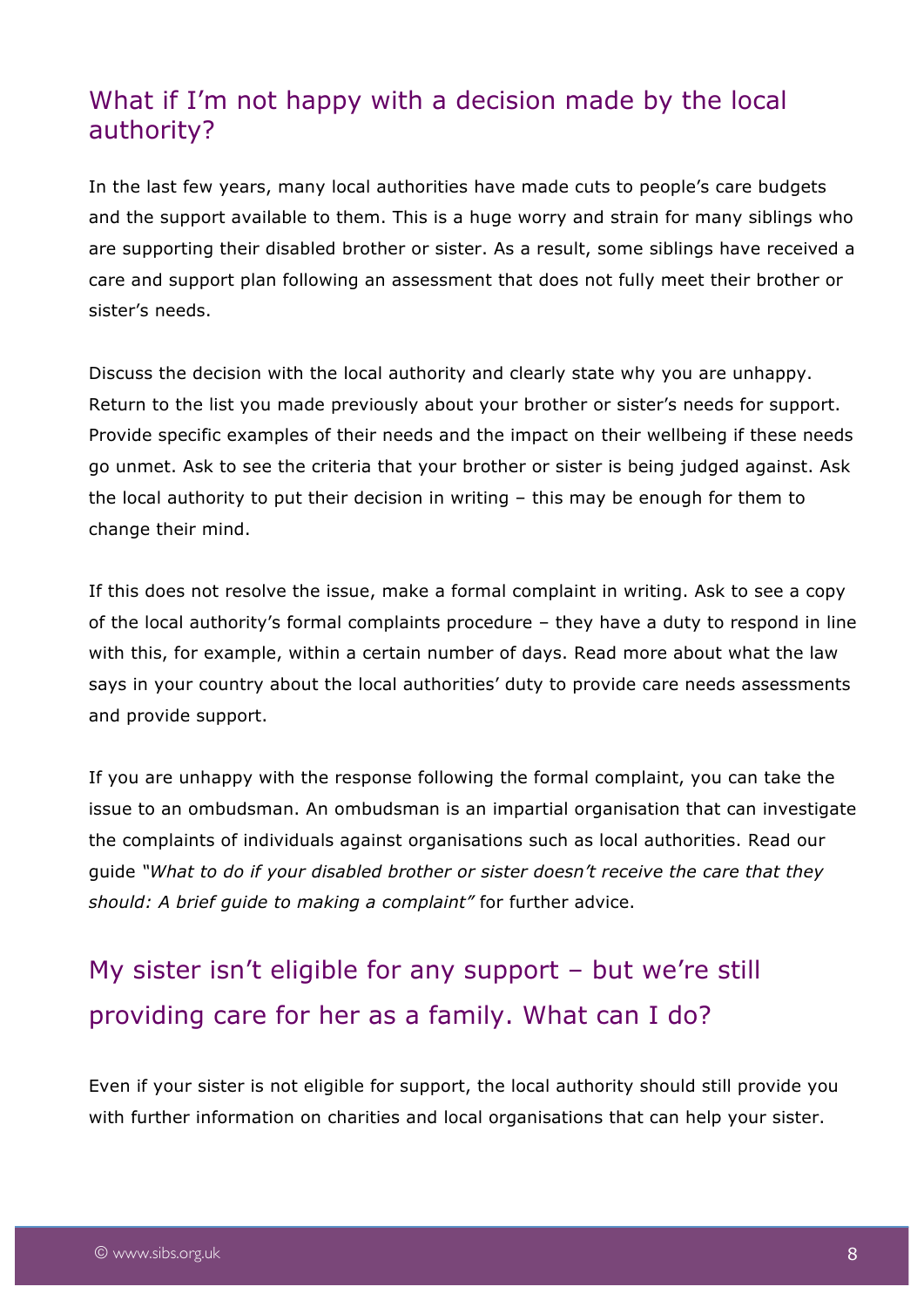## What if I'm not happy with a decision made by the local authority?

In the last few years, many local authorities have made cuts to people's care budgets and the support available to them. This is a huge worry and strain for many siblings who are supporting their disabled brother or sister. As a result, some siblings have received a care and support plan following an assessment that does not fully meet their brother or sister's needs.

Discuss the decision with the local authority and clearly state why you are unhappy. Return to the list you made previously about your brother or sister's needs for support. Provide specific examples of their needs and the impact on their wellbeing if these needs go unmet. Ask to see the criteria that your brother or sister is being judged against. Ask the local authority to put their decision in writing – this may be enough for them to change their mind.

If this does not resolve the issue, make a formal complaint in writing. Ask to see a copy of the local authority's formal complaints procedure – they have a duty to respond in line with this, for example, within a certain number of days. Read more about what the law says in your country about the local authorities' duty to provide care needs assessments and provide support.

If you are unhappy with the response following the formal complaint, you can take the issue to an ombudsman. An ombudsman is an impartial organisation that can investigate the complaints of individuals against organisations such as local authorities. Read our guide *"What to do if your disabled brother or sister doesn't receive the care that they should: A brief guide to making a complaint"* for further advice.

## My sister isn't eligible for any support – but we're still providing care for her as a family. What can I do?

Even if your sister is not eligible for support, the local authority should still provide you with further information on charities and local organisations that can help your sister.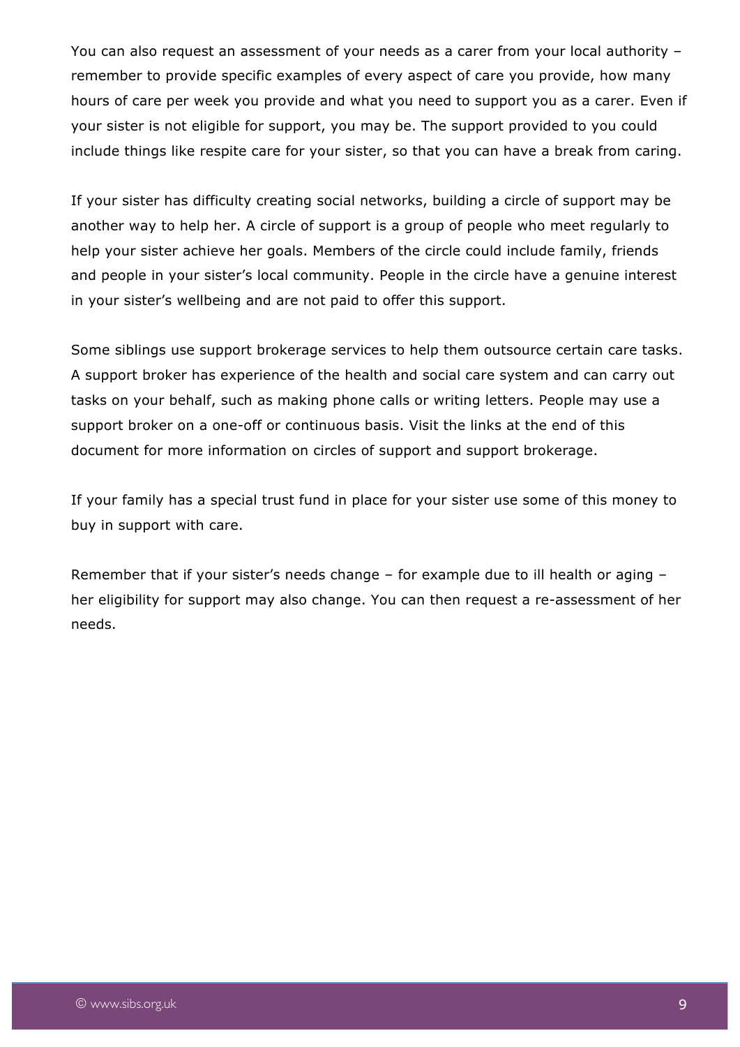You can also request an assessment of your needs as a carer from your local authority – remember to provide specific examples of every aspect of care you provide, how many hours of care per week you provide and what you need to support you as a carer. Even if your sister is not eligible for support, you may be. The support provided to you could include things like respite care for your sister, so that you can have a break from caring.

If your sister has difficulty creating social networks, building a circle of support may be another way to help her. A circle of support is a group of people who meet regularly to help your sister achieve her goals. Members of the circle could include family, friends and people in your sister's local community. People in the circle have a genuine interest in your sister's wellbeing and are not paid to offer this support.

Some siblings use support brokerage services to help them outsource certain care tasks. A support broker has experience of the health and social care system and can carry out tasks on your behalf, such as making phone calls or writing letters. People may use a support broker on a one-off or continuous basis. Visit the links at the end of this document for more information on circles of support and support brokerage.

If your family has a special trust fund in place for your sister use some of this money to buy in support with care.

Remember that if your sister's needs change – for example due to ill health or aging – her eligibility for support may also change. You can then request a re-assessment of her needs.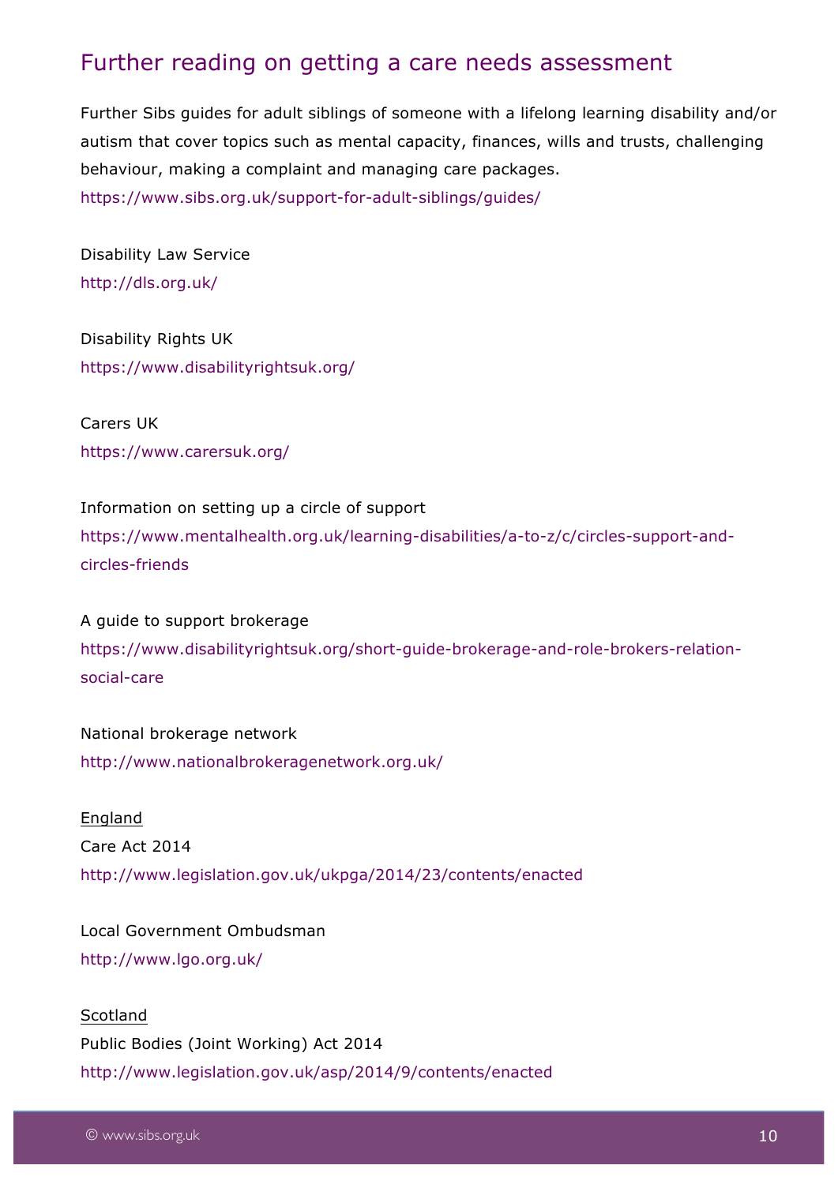## Further reading on getting a care needs assessment

Further Sibs guides for adult siblings of someone with a lifelong learning disability and/or autism that cover topics such as mental capacity, finances, wills and trusts, challenging behaviour, making a complaint and managing care packages.
https://www.sibs.org.uk/support-for-adult-siblings/guides/

Disability Law Service
http://dls.org.uk/

Disability Rights UK
https://www.disabilityrightsuk.org/

Carers UK
https://www.carersuk.org/

Information on setting up a circle of support
https://www.mentalhealth.org.uk/learning-disabilities/a-to-z/c/circles-support-and-circles-friends

A guide to support brokerage
https://www.disabilityrightsuk.org/short-guide-brokerage-and-role-brokers-relation-social-care

National brokerage network
http://www.nationalbrokeragenetwork.org.uk/

<u>England</u>
Care Act 2014
http://www.legislation.gov.uk/ukpga/2014/23/contents/enacted

Local Government Ombudsman
http://www.lgo.org.uk/

<u>Scotland</u>
Public Bodies (Joint Working) Act 2014
http://www.legislation.gov.uk/asp/2014/9/contents/enacted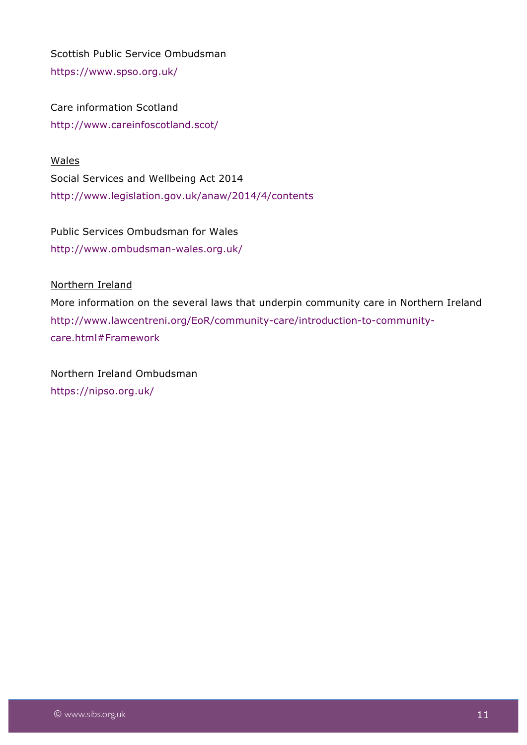Scottish Public Service Ombudsman
https://www.spso.org.uk/

Care information Scotland
http://www.careinfoscotland.scot/

<u>Wales</u>

Social Services and Wellbeing Act 2014
http://www.legislation.gov.uk/anaw/2014/4/contents

Public Services Ombudsman for Wales
http://www.ombudsman-wales.org.uk/

<u>Northern Ireland</u>

More information on the several laws that underpin community care in Northern Ireland
http://www.lawcentreni.org/EoR/community-care/introduction-to-community-care.html#Framework

Northern Ireland Ombudsman
https://nipso.org.uk/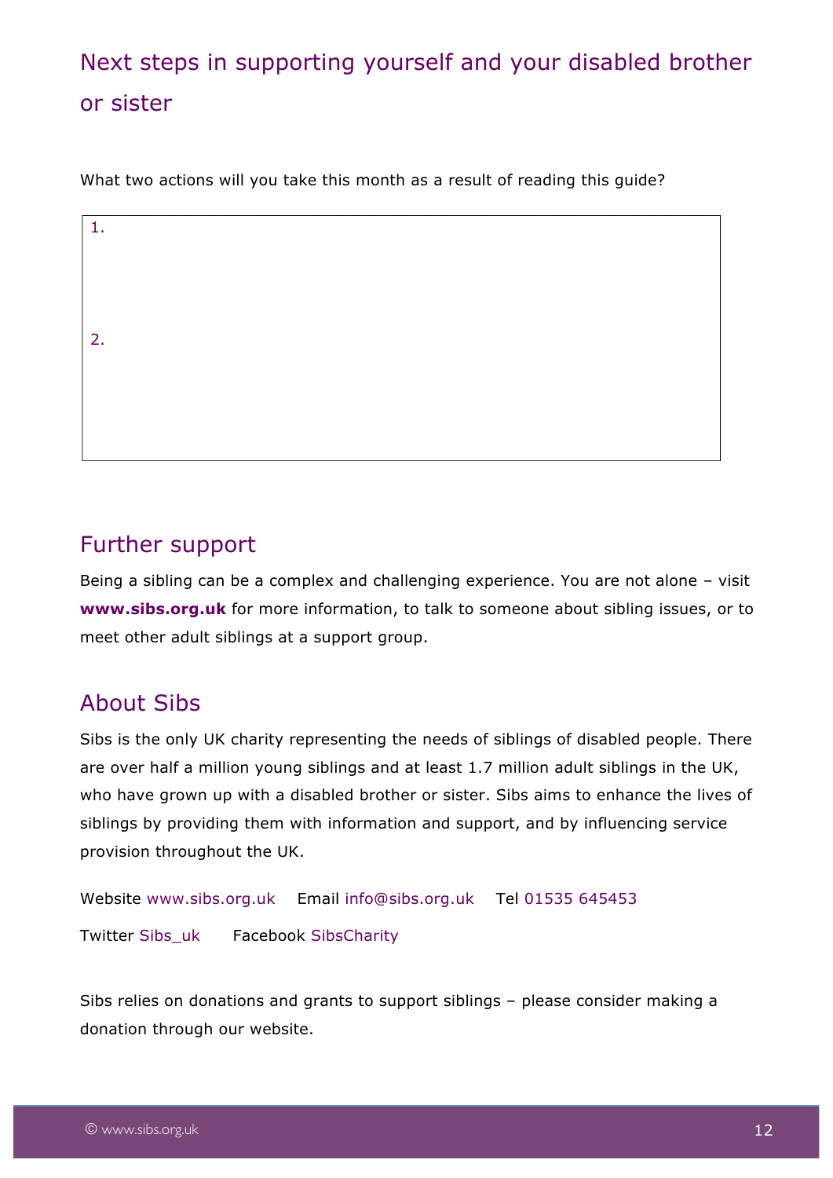## Next steps in supporting yourself and your disabled brother or sister

What two actions will you take this month as a result of reading this guide?

1.

2.

## Further support

Being a sibling can be a complex and challenging experience. You are not alone – visit **www.sibs.org.uk** for more information, to talk to someone about sibling issues, or to meet other adult siblings at a support group.

## About Sibs

Sibs is the only UK charity representing the needs of siblings of disabled people. There are over half a million young siblings and at least 1.7 million adult siblings in the UK, who have grown up with a disabled brother or sister. Sibs aims to enhance the lives of siblings by providing them with information and support, and by influencing service provision throughout the UK.

Website www.sibs.org.uk Email info@sibs.org.uk Tel 01535 645453

Twitter Sibs_uk Facebook SibsCharity

Sibs relies on donations and grants to support siblings – please consider making a donation through our website.